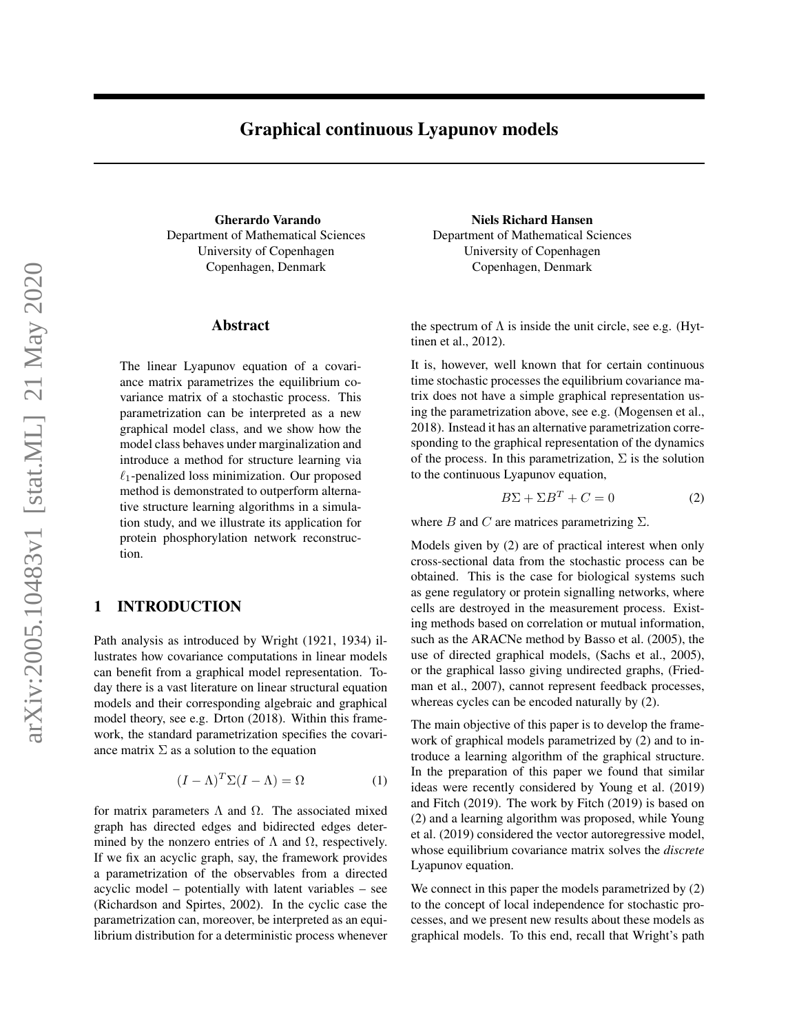# Graphical continuous Lyapunov models

**Gherardo Varando**
Department of Mathematical Sciences
University of Copenhagen
Copenhagen, Denmark

**Niels Richard Hansen**
Department of Mathematical Sciences
University of Copenhagen
Copenhagen, Denmark

## Abstract

The linear Lyapunov equation of a covariance matrix parametrizes the equilibrium covariance matrix of a stochastic process. This parametrization can be interpreted as a new graphical model class, and we show how the model class behaves under marginalization and introduce a method for structure learning via $\ell_1$-penalized loss minimization. Our proposed method is demonstrated to outperform alternative structure learning algorithms in a simulation study, and we illustrate its application for protein phosphorylation network reconstruction.

## 1 INTRODUCTION

Path analysis as introduced by Wright (1921, 1934) illustrates how covariance computations in linear models can benefit from a graphical model representation. Today there is a vast literature on linear structural equation models and their corresponding algebraic and graphical model theory, see e.g. Drton (2018). Within this framework, the standard parametrization specifies the covariance matrix $\Sigma$ as a solution to the equation

$$(I - \Lambda)^T \Sigma (I - \Lambda) = \Omega \tag{1}$$

for matrix parameters $\Lambda$ and $\Omega$. The associated mixed graph has directed edges and bidirected edges determined by the nonzero entries of $\Lambda$ and $\Omega$, respectively. If we fix an acyclic graph, say, the framework provides a parametrization of the observables from a directed acyclic model – potentially with latent variables – see (Richardson and Spirtes, 2002). In the cyclic case the parametrization can, moreover, be interpreted as an equilibrium distribution for a deterministic process whenever the spectrum of $\Lambda$ is inside the unit circle, see e.g. (Hyttinen et al., 2012).

It is, however, well known that for certain continuous time stochastic processes the equilibrium covariance matrix does not have a simple graphical representation using the parametrization above, see e.g. (Mogensen et al., 2018). Instead it has an alternative parametrization corresponding to the graphical representation of the dynamics of the process. In this parametrization, $\Sigma$ is the solution to the continuous Lyapunov equation,

$$B\Sigma + \Sigma B^T + C = 0 \tag{2}$$

where $B$ and $C$ are matrices parametrizing $\Sigma$.

Models given by (2) are of practical interest when only cross-sectional data from the stochastic process can be obtained. This is the case for biological systems such as gene regulatory or protein signalling networks, where cells are destroyed in the measurement process. Existing methods based on correlation or mutual information, such as the ARACNe method by Basso et al. (2005), the use of directed graphical models, (Sachs et al., 2005), or the graphical lasso giving undirected graphs, (Friedman et al., 2007), cannot represent feedback processes, whereas cycles can be encoded naturally by (2).

The main objective of this paper is to develop the framework of graphical models parametrized by (2) and to introduce a learning algorithm of the graphical structure. In the preparation of this paper we found that similar ideas were recently considered by Young et al. (2019) and Fitch (2019). The work by Fitch (2019) is based on (2) and a learning algorithm was proposed, while Young et al. (2019) considered the vector autoregressive model, whose equilibrium covariance matrix solves the *discrete* Lyapunov equation.

We connect in this paper the models parametrized by (2) to the concept of local independence for stochastic processes, and we present new results about these models as graphical models. To this end, recall that Wright's path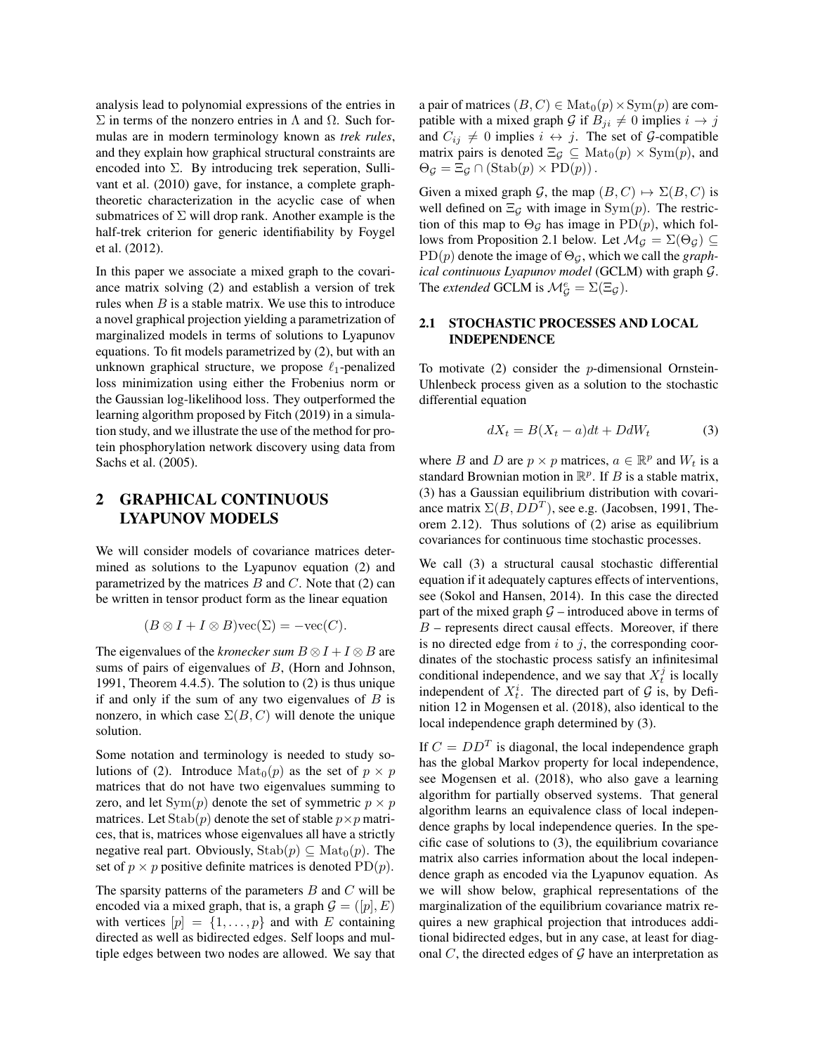analysis lead to polynomial expressions of the entries in $\Sigma$ in terms of the nonzero entries in $\Lambda$ and $\Omega$. Such formulas are in modern terminology known as *trek rules*, and they explain how graphical structural constraints are encoded into $\Sigma$. By introducing trek seperation, Sullivant et al. (2010) gave, for instance, a complete graph-theoretic characterization in the acyclic case of when submatrices of $\Sigma$ will drop rank. Another example is the half-trek criterion for generic identifiability by Foygel et al. (2012).

In this paper we associate a mixed graph to the covariance matrix solving (2) and establish a version of trek rules when $B$ is a stable matrix. We use this to introduce a novel graphical projection yielding a parametrization of marginalized models in terms of solutions to Lyapunov equations. To fit models parametrized by (2), but with an unknown graphical structure, we propose $\ell_1$-penalized loss minimization using either the Frobenius norm or the Gaussian log-likelihood loss. They outperformed the learning algorithm proposed by Fitch (2019) in a simulation study, and we illustrate the use of the method for protein phosphorylation network discovery using data from Sachs et al. (2005).

## 2 GRAPHICAL CONTINUOUS LYAPUNOV MODELS

We will consider models of covariance matrices determined as solutions to the Lyapunov equation (2) and parametrized by the matrices $B$ and $C$. Note that (2) can be written in tensor product form as the linear equation

$$(B \otimes I + I \otimes B)\text{vec}(\Sigma) = -\text{vec}(C).$$

The eigenvalues of the *kronecker sum* $B \otimes I + I \otimes B$ are sums of pairs of eigenvalues of $B$, (Horn and Johnson, 1991, Theorem 4.4.5). The solution to (2) is thus unique if and only if the sum of any two eigenvalues of $B$ is nonzero, in which case $\Sigma(B, C)$ will denote the unique solution.

Some notation and terminology is needed to study solutions of (2). Introduce $\text{Mat}_0(p)$ as the set of $p \times p$ matrices that do not have two eigenvalues summing to zero, and let $\text{Sym}(p)$ denote the set of symmetric $p \times p$ matrices. Let $\text{Stab}(p)$ denote the set of stable $p \times p$ matrices, that is, matrices whose eigenvalues all have a strictly negative real part. Obviously, $\text{Stab}(p) \subseteq \text{Mat}_0(p)$. The set of $p \times p$ positive definite matrices is denoted $\text{PD}(p)$.

The sparsity patterns of the parameters $B$ and $C$ will be encoded via a mixed graph, that is, a graph $\mathcal{G} = ([p], E)$ with vertices $[p] = \{1, \ldots, p\}$ and with $E$ containing directed as well as bidirected edges. Self loops and multiple edges between two nodes are allowed. We say that a pair of matrices $(B, C) \in \text{Mat}_0(p) \times \text{Sym}(p)$ are compatible with a mixed graph $\mathcal{G}$ if $B_{ji} \neq 0$ implies $i \to j$ and $C_{ij} \neq 0$ implies $i \leftrightarrow j$. The set of $\mathcal{G}$-compatible matrix pairs is denoted $\Xi_{\mathcal{G}} \subseteq \text{Mat}_0(p) \times \text{Sym}(p)$, and $\Theta_{\mathcal{G}} = \Xi_{\mathcal{G}} \cap (\text{Stab}(p) \times \text{PD}(p))$.

Given a mixed graph $\mathcal{G}$, the map $(B, C) \mapsto \Sigma(B, C)$ is well defined on $\Xi_{\mathcal{G}}$ with image in $\text{Sym}(p)$. The restriction of this map to $\Theta_{\mathcal{G}}$ has image in $\text{PD}(p)$, which follows from Proposition 2.1 below. Let $\mathcal{M}_{\mathcal{G}} = \Sigma(\Theta_{\mathcal{G}}) \subseteq \text{PD}(p)$ denote the image of $\Theta_{\mathcal{G}}$, which we call the *graphical continuous Lyapunov model* (GCLM) with graph $\mathcal{G}$. The *extended* GCLM is $\mathcal{M}^e_{\mathcal{G}} = \Sigma(\Xi_{\mathcal{G}})$.

### 2.1 STOCHASTIC PROCESSES AND LOCAL INDEPENDENCE

To motivate (2) consider the $p$-dimensional Ornstein-Uhlenbeck process given as a solution to the stochastic differential equation

$$dX_t = B(X_t - a)dt + DdW_t \tag{3}$$

where $B$ and $D$ are $p \times p$ matrices, $a \in \mathbb{R}^p$ and $W_t$ is a standard Brownian motion in $\mathbb{R}^p$. If $B$ is a stable matrix, (3) has a Gaussian equilibrium distribution with covariance matrix $\Sigma(B, DD^T)$, see e.g. (Jacobsen, 1991, Theorem 2.12). Thus solutions of (2) arise as equilibrium covariances for continuous time stochastic processes.

We call (3) a structural causal stochastic differential equation if it adequately captures effects of interventions, see (Sokol and Hansen, 2014). In this case the directed part of the mixed graph $\mathcal{G}$ – introduced above in terms of $B$ – represents direct causal effects. Moreover, if there is no directed edge from $i$ to $j$, the corresponding coordinates of the stochastic process satisfy an infinitesimal conditional independence, and we say that $X^j_t$ is locally independent of $X^i_t$. The directed part of $\mathcal{G}$ is, by Definition 12 in Mogensen et al. (2018), also identical to the local independence graph determined by (3).

If $C = DD^T$ is diagonal, the local independence graph has the global Markov property for local independence, see Mogensen et al. (2018), who also gave a learning algorithm for partially observed systems. That general algorithm learns an equivalence class of local independence graphs by local independence queries. In the specific case of solutions to (3), the equilibrium covariance matrix also carries information about the local independence graph as encoded via the Lyapunov equation. As we will show below, graphical representations of the marginalization of the equilibrium covariance matrix requires a new graphical projection that introduces additional bidirected edges, but in any case, at least for diagonal $C$, the directed edges of $\mathcal{G}$ have an interpretation as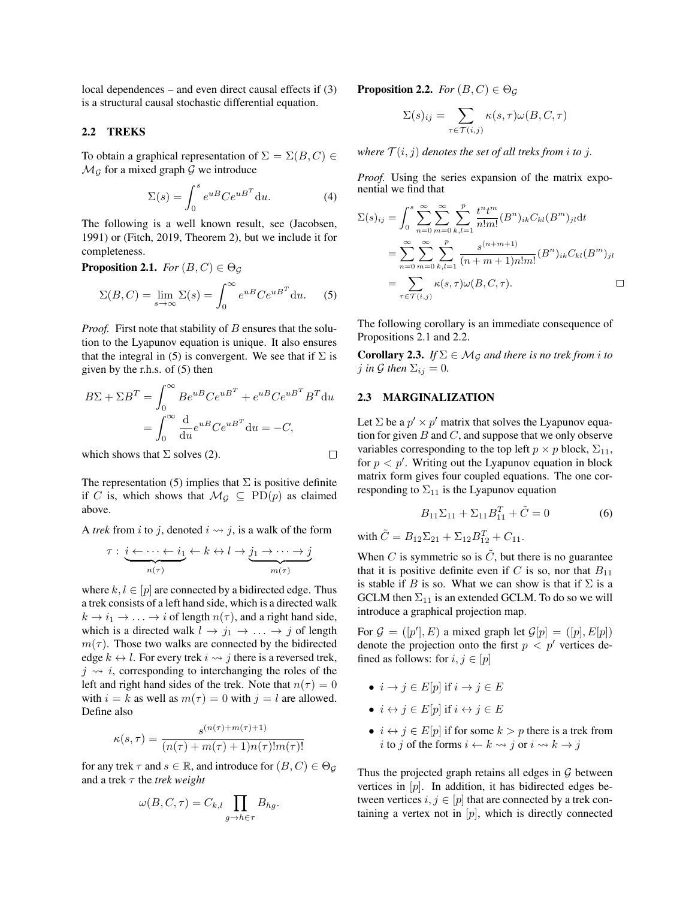local dependences – and even direct causal effects if (3) is a structural causal stochastic differential equation.

### 2.2 TREKS

To obtain a graphical representation of $\Sigma = \Sigma(B, C) \in \mathcal{M}_{\mathcal{G}}$ for a mixed graph $\mathcal{G}$ we introduce

$$\Sigma(s) = \int_0^s e^{uB} C e^{uB^T} \mathrm{d}u. \tag{4}$$

The following is a well known result, see (Jacobsen, 1991) or (Fitch, 2019, Theorem 2), but we include it for completeness.

**Proposition 2.1.** *For $(B, C) \in \Theta_{\mathcal{G}}$*

$$\Sigma(B, C) = \lim_{s \to \infty} \Sigma(s) = \int_0^\infty e^{uB} C e^{uB^T} \mathrm{d}u. \tag{5}$$

*Proof.* First note that stability of $B$ ensures that the solution to the Lyapunov equation is unique. It also ensures that the integral in (5) is convergent. We see that if $\Sigma$ is given by the r.h.s. of (5) then

$$\begin{aligned} B\Sigma + \Sigma B^T &= \int_0^\infty B e^{uB} C e^{uB^T} + e^{uB} C e^{uB^T} B^T \mathrm{d}u \\ &= \int_0^\infty \frac{\mathrm{d}}{\mathrm{d}u} e^{uB} C e^{uB^T} \mathrm{d}u = -C, \end{aligned}$$

which shows that $\Sigma$ solves (2). $\square$

The representation (5) implies that $\Sigma$ is positive definite if $C$ is, which shows that $\mathcal{M}_{\mathcal{G}} \subseteq \mathrm{PD}(p)$ as claimed above.

A *trek* from $i$ to $j$, denoted $i \rightsquigarrow j$, is a walk of the form

$$\tau : \underbrace{i \leftarrow \cdots \leftarrow i_1}_{n(\tau)} \leftarrow k \leftrightarrow l \rightarrow \underbrace{j_1 \rightarrow \cdots \rightarrow j}_{m(\tau)}$$

where $k, l \in [p]$ are connected by a bidirected edge. Thus a trek consists of a left hand side, which is a directed walk $k \rightarrow i_1 \rightarrow \ldots \rightarrow i$ of length $n(\tau)$, and a right hand side, which is a directed walk $l \rightarrow j_1 \rightarrow \ldots \rightarrow j$ of length $m(\tau)$. Those two walks are connected by the bidirected edge $k \leftrightarrow l$. For every trek $i \rightsquigarrow j$ there is a reversed trek, $j \rightsquigarrow i$, corresponding to interchanging the roles of the left and right hand sides of the trek. Note that $n(\tau) = 0$ with $i = k$ as well as $m(\tau) = 0$ with $j = l$ are allowed. Define also

$$\kappa(s, \tau) = \frac{s^{(n(\tau) + m(\tau) + 1)}}{(n(\tau) + m(\tau) + 1) n(\tau)! m(\tau)!}$$

for any trek $\tau$ and $s \in \mathbb{R}$, and introduce for $(B, C) \in \Theta_{\mathcal{G}}$ and a trek $\tau$ the *trek weight*

$$\omega(B, C, \tau) = C_{k,l} \prod_{g \rightarrow h \in \tau} B_{hg}.$$

**Proposition 2.2.** *For $(B, C) \in \Theta_{\mathcal{G}}$*

$$\Sigma(s)_{ij} = \sum_{\tau \in \mathcal{T}(i,j)} \kappa(s, \tau) \omega(B, C, \tau)$$

*where $\mathcal{T}(i, j)$ denotes the set of all treks from $i$ to $j$.*

*Proof.* Using the series expansion of the matrix exponential we find that

$$\begin{aligned} \Sigma(s)_{ij} &= \int_0^s \sum_{n=0}^\infty \sum_{m=0}^\infty \sum_{k,l=1}^p \frac{t^n t^m}{n! m!} (B^n)_{ik} C_{kl} (B^m)_{jl} \mathrm{d}t \\ &= \sum_{n=0}^\infty \sum_{m=0}^\infty \sum_{k,l=1}^p \frac{s^{(n+m+1)}}{(n+m+1) n! m!} (B^n)_{ik} C_{kl} (B^m)_{jl} \\ &= \sum_{\tau \in \mathcal{T}(i,j)} \kappa(s, \tau) \omega(B, C, \tau). \end{aligned}$$

$\square$

The following corollary is an immediate consequence of Propositions 2.1 and 2.2.

**Corollary 2.3.** *If $\Sigma \in \mathcal{M}_{\mathcal{G}}$ and there is no trek from $i$ to $j$ in $\mathcal{G}$ then $\Sigma_{ij} = 0$.*

### 2.3 MARGINALIZATION

Let $\Sigma$ be a $p' \times p'$ matrix that solves the Lyapunov equation for given $B$ and $C$, and suppose that we only observe variables corresponding to the top left $p \times p$ block, $\Sigma_{11}$, for $p < p'$. Writing out the Lyapunov equation in block matrix form gives four coupled equations. The one corresponding to $\Sigma_{11}$ is the Lyapunov equation

$$B_{11} \Sigma_{11} + \Sigma_{11} B_{11}^T + \tilde{C} = 0 \tag{6}$$

with $\tilde{C} = B_{12} \Sigma_{21} + \Sigma_{12} B_{12}^T + C_{11}$.

When $C$ is symmetric so is $\tilde{C}$, but there is no guarantee that it is positive definite even if $C$ is so, nor that $B_{11}$ is stable if $B$ is so. What we can show is that if $\Sigma$ is a GCLM then $\Sigma_{11}$ is an extended GCLM. To do so we will introduce a graphical projection map.

For $\mathcal{G} = ([p'], E)$ a mixed graph let $\mathcal{G}[p] = ([p], E[p])$ denote the projection onto the first $p < p'$ vertices defined as follows: for $i, j \in [p]$

- $i \rightarrow j \in E[p]$ if $i \rightarrow j \in E$
- $i \leftrightarrow j \in E[p]$ if $i \leftrightarrow j \in E$
- $i \leftrightarrow j \in E[p]$ if for some $k > p$ there is a trek from $i$ to $j$ of the forms $i \leftarrow k \rightsquigarrow j$ or $i \rightsquigarrow k \rightarrow j$

Thus the projected graph retains all edges in $\mathcal{G}$ between vertices in $[p]$. In addition, it has bidirected edges between vertices $i, j \in [p]$ that are connected by a trek containing a vertex not in $[p]$, which is directly connected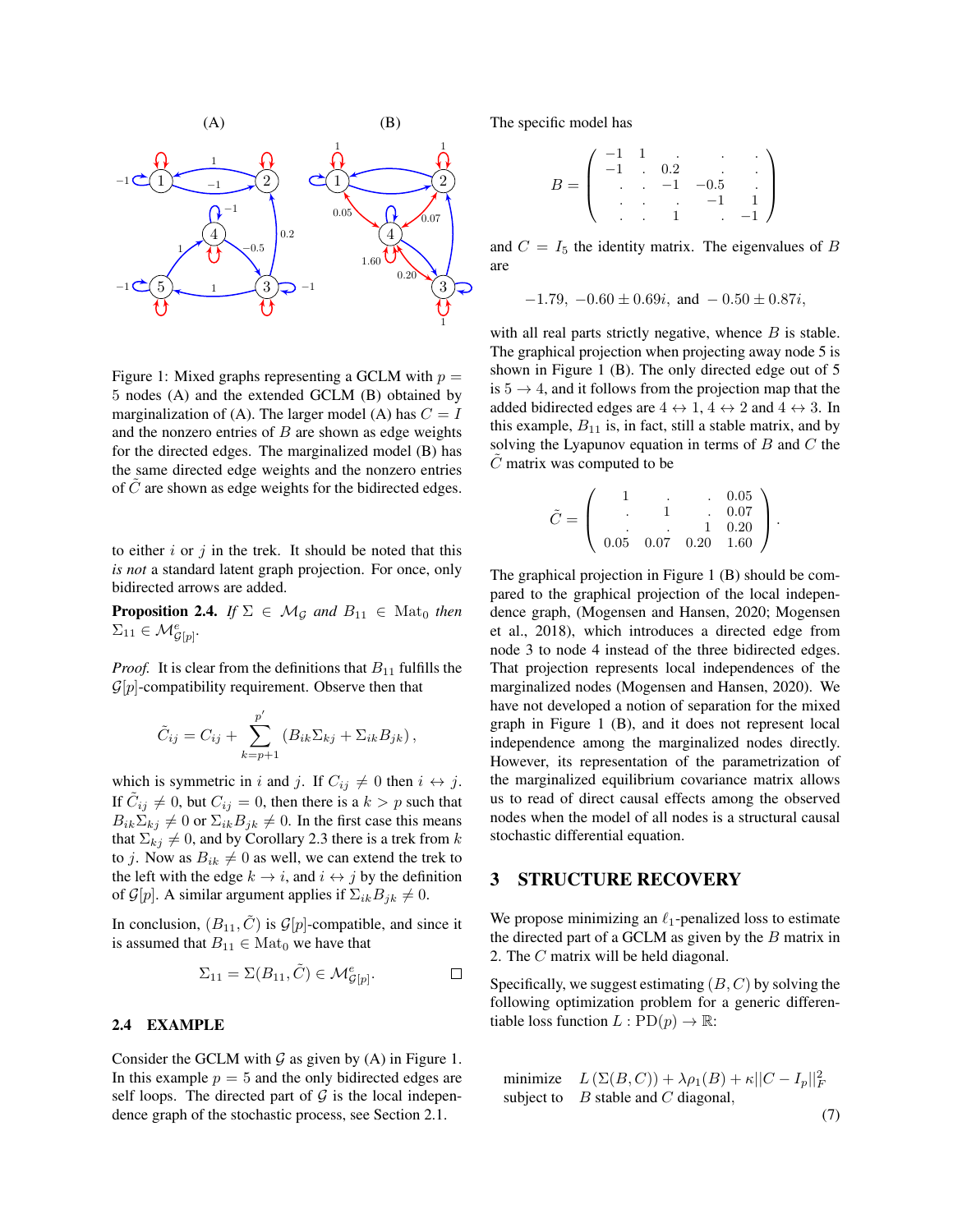Figure 1: Mixed graphs representing a GCLM with $p = 5$ nodes (A) and the extended GCLM (B) obtained by marginalization of (A). The larger model (A) has $C = I$ and the nonzero entries of $B$ are shown as edge weights for the directed edges. The marginalized model (B) has the same directed edge weights and the nonzero entries of $\tilde{C}$ are shown as edge weights for the bidirected edges.

to either $i$ or $j$ in the trek. It should be noted that this *is not* a standard latent graph projection. For once, only bidirected arrows are added.

**Proposition 2.4.** *If* $\Sigma \in \mathcal{M}_\mathcal{G}$ *and* $B_{11} \in \mathrm{Mat}_0$ *then* $\Sigma_{11} \in \mathcal{M}^e_{\mathcal{G}[p]}$.

*Proof.* It is clear from the definitions that $B_{11}$ fulfills the $\mathcal{G}[p]$-compatibility requirement. Observe then that

$$\tilde{C}_{ij} = C_{ij} + \sum_{k=p+1}^{p'} \left(B_{ik}\Sigma_{kj} + \Sigma_{ik}B_{jk}\right),$$

which is symmetric in $i$ and $j$. If $C_{ij} \neq 0$ then $i \leftrightarrow j$. If $\tilde{C}_{ij} \neq 0$, but $C_{ij} = 0$, then there is a $k > p$ such that $B_{ik}\Sigma_{kj} \neq 0$ or $\Sigma_{ik}B_{jk} \neq 0$. In the first case this means that $\Sigma_{kj} \neq 0$, and by Corollary 2.3 there is a trek from $k$ to $j$. Now as $B_{ik} \neq 0$ as well, we can extend the trek to the left with the edge $k \to i$, and $i \leftrightarrow j$ by the definition of $\mathcal{G}[p]$. A similar argument applies if $\Sigma_{ik}B_{jk} \neq 0$.

In conclusion, $(B_{11}, \tilde{C})$ is $\mathcal{G}[p]$-compatible, and since it is assumed that $B_{11} \in \mathrm{Mat}_0$ we have that

$$\Sigma_{11} = \Sigma(B_{11}, \tilde{C}) \in \mathcal{M}^e_{\mathcal{G}[p]}.$$ $\square$

### 2.4 EXAMPLE

Consider the GCLM with $\mathcal{G}$ as given by (A) in Figure 1. In this example $p = 5$ and the only bidirected edges are self loops. The directed part of $\mathcal{G}$ is the local independence graph of the stochastic process, see Section 2.1.

The specific model has

$$B = \begin{pmatrix} -1 & 1 & . & . & . \\ -1 & . & 0.2 & . & . \\ . & . & -1 & -0.5 & . \\ . & . & . & -1 & 1 \\ . & . & 1 & . & -1 \end{pmatrix}$$

and $C = I_5$ the identity matrix. The eigenvalues of $B$ are

$$-1.79,\ -0.60 \pm 0.69i,\ \text{and}\ -0.50 \pm 0.87i,$$

with all real parts strictly negative, whence $B$ is stable. The graphical projection when projecting away node 5 is shown in Figure 1 (B). The only directed edge out of 5 is $5 \to 4$, and it follows from the projection map that the added bidirected edges are $4 \leftrightarrow 1$, $4 \leftrightarrow 2$ and $4 \leftrightarrow 3$. In this example, $B_{11}$ is, in fact, still a stable matrix, and by solving the Lyapunov equation in terms of $B$ and $C$ the $\tilde{C}$ matrix was computed to be

$$\tilde{C} = \begin{pmatrix} 1 & . & . & 0.05 \\ . & 1 & . & 0.07 \\ . & . & 1 & 0.20 \\ 0.05 & 0.07 & 0.20 & 1.60 \end{pmatrix}.$$

The graphical projection in Figure 1 (B) should be compared to the graphical projection of the local independence graph, (Mogensen and Hansen, 2020; Mogensen et al., 2018), which introduces a directed edge from node 3 to node 4 instead of the three bidirected edges. That projection represents local independences of the marginalized nodes (Mogensen and Hansen, 2020). We have not developed a notion of separation for the mixed graph in Figure 1 (B), and it does not represent local independence among the marginalized nodes directly. However, its representation of the parametrization of the marginalized equilibrium covariance matrix allows us to read of direct causal effects among the observed nodes when the model of all nodes is a structural causal stochastic differential equation.

## 3 STRUCTURE RECOVERY

We propose minimizing an $\ell_1$-penalized loss to estimate the directed part of a GCLM as given by the $B$ matrix in 2. The $C$ matrix will be held diagonal.

Specifically, we suggest estimating $(B, C)$ by solving the following optimization problem for a generic differentiable loss function $L : \mathrm{PD}(p) \to \mathbb{R}$:

$$\begin{array}{ll} \text{minimize} & L\left(\Sigma(B, C)\right) + \lambda\rho_1(B) + \kappa||C - I_p||_F^2 \\ \text{subject to} & B \text{ stable and } C \text{ diagonal,} \end{array} \tag{7}$$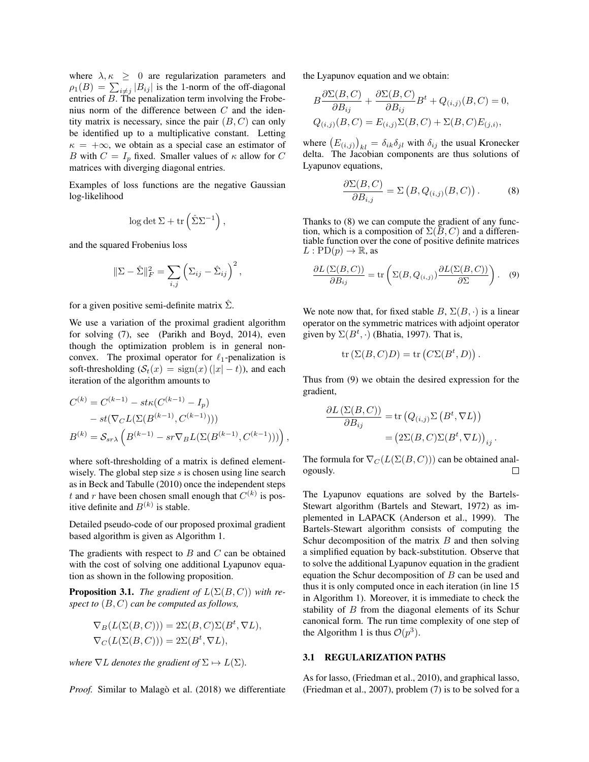where $\lambda, \kappa \geq 0$ are regularization parameters and $\rho_1(B) = \sum_{i \neq j} |B_{ij}|$ is the 1-norm of the off-diagonal entries of $B$. The penalization term involving the Frobenius norm of the difference between $C$ and the identity matrix is necessary, since the pair $(B, C)$ can only be identified up to a multiplicative constant. Letting $\kappa = +\infty$, we obtain as a special case an estimator of $B$ with $C = I_p$ fixed. Smaller values of $\kappa$ allow for $C$ matrices with diverging diagonal entries.

Examples of loss functions are the negative Gaussian log-likelihood

$$\log \det \Sigma + \operatorname{tr}\left(\hat{\Sigma}\Sigma^{-1}\right),$$

and the squared Frobenius loss

$$\|\Sigma - \hat{\Sigma}\|_F^2 = \sum_{i,j} \left(\Sigma_{ij} - \hat{\Sigma}_{ij}\right)^2,$$

for a given positive semi-definite matrix $\hat{\Sigma}$.

We use a variation of the proximal gradient algorithm for solving (7), see (Parikh and Boyd, 2014), even though the optimization problem is in general nonconvex. The proximal operator for $\ell_1$-penalization is soft-thresholding ($\mathcal{S}_t(x) = \operatorname{sign}(x)(|x| - t)$), and each iteration of the algorithm amounts to

$$\begin{aligned}
C^{(k)} &= C^{(k-1)} - st\kappa(C^{(k-1)} - I_p) \\
&\quad - st(\nabla_C L(\Sigma(B^{(k-1)}, C^{(k-1)}))) \\
B^{(k)} &= \mathcal{S}_{sr\lambda}\left(B^{(k-1)} - sr\nabla_B L(\Sigma(B^{(k-1)}, C^{(k-1)}))\right),
\end{aligned}$$

where soft-thresholding of a matrix is defined element-wisely. The global step size $s$ is chosen using line search as in Beck and Tabulle (2010) once the independent steps $t$ and $r$ have been chosen small enough that $C^{(k)}$ is positive definite and $B^{(k)}$ is stable.

Detailed pseudo-code of our proposed proximal gradient based algorithm is given as Algorithm 1.

The gradients with respect to $B$ and $C$ can be obtained with the cost of solving one additional Lyapunov equation as shown in the following proposition.

**Proposition 3.1.** *The gradient of $L(\Sigma(B, C))$ with respect to $(B, C)$ can be computed as follows,*

$$\begin{aligned}
\nabla_B(L(\Sigma(B, C))) &= 2\Sigma(B, C)\Sigma(B^t, \nabla L), \\
\nabla_C(L(\Sigma(B, C))) &= 2\Sigma(B^t, \nabla L),
\end{aligned}$$

*where $\nabla L$ denotes the gradient of $\Sigma \mapsto L(\Sigma)$.*

*Proof.* Similar to Malagò et al. (2018) we differentiate the Lyapunov equation and we obtain:

$$\begin{aligned}
&B\frac{\partial \Sigma(B, C)}{\partial B_{ij}} + \frac{\partial \Sigma(B, C)}{\partial B_{ij}} B^t + Q_{(i,j)}(B, C) = 0, \\
&Q_{(i,j)}(B, C) = E_{(i,j)}\Sigma(B, C) + \Sigma(B, C)E_{(j,i)},
\end{aligned}$$

where $\left(E_{(i,j)}\right)_{kl} = \delta_{ik}\delta_{jl}$ with $\delta_{ij}$ the usual Kronecker delta. The Jacobian components are thus solutions of Lyapunov equations,

$$\frac{\partial \Sigma(B, C)}{\partial B_{i,j}} = \Sigma\left(B, Q_{(i,j)}(B, C)\right). \tag{8}$$

Thanks to (8) we can compute the gradient of any function, which is a composition of $\Sigma(B, C)$ and a differentiable function over the cone of positive definite matrices $L : \operatorname{PD}(p) \to \mathbb{R}$, as

$$\frac{\partial L\left(\Sigma(B, C)\right)}{\partial B_{ij}} = \operatorname{tr}\left(\Sigma(B, Q_{(i,j)})\frac{\partial L(\Sigma(B, C))}{\partial \Sigma}\right). \tag{9}$$

We note now that, for fixed stable $B$, $\Sigma(B, \cdot)$ is a linear operator on the symmetric matrices with adjoint operator given by $\Sigma(B^t, \cdot)$ (Bhatia, 1997). That is,

$$\operatorname{tr}\left(\Sigma(B, C)D\right) = \operatorname{tr}\left(C\Sigma(B^t, D)\right).$$

Thus from (9) we obtain the desired expression for the gradient,

$$\begin{aligned}
\frac{\partial L\left(\Sigma(B, C)\right)}{\partial B_{ij}} &= \operatorname{tr}\left(Q_{(i,j)}\Sigma\left(B^t, \nabla L\right)\right) \\
&= \left(2\Sigma(B, C)\Sigma(B^t, \nabla L)\right)_{ij}.
\end{aligned}$$

The formula for $\nabla_C(L(\Sigma(B, C)))$ can be obtained analogously. $\square$

The Lyapunov equations are solved by the Bartels-Stewart algorithm (Bartels and Stewart, 1972) as implemented in LAPACK (Anderson et al., 1999). The Bartels-Stewart algorithm consists of computing the Schur decomposition of the matrix $B$ and then solving a simplified equation by back-substitution. Observe that to solve the additional Lyapunov equation in the gradient equation the Schur decomposition of $B$ can be used and thus it is only computed once in each iteration (in line 15 in Algorithm 1). Moreover, it is immediate to check the stability of $B$ from the diagonal elements of its Schur canonical form. The run time complexity of one step of the Algorithm 1 is thus $\mathcal{O}(p^3)$.

### 3.1 REGULARIZATION PATHS

As for lasso, (Friedman et al., 2010), and graphical lasso, (Friedman et al., 2007), problem (7) is to be solved for a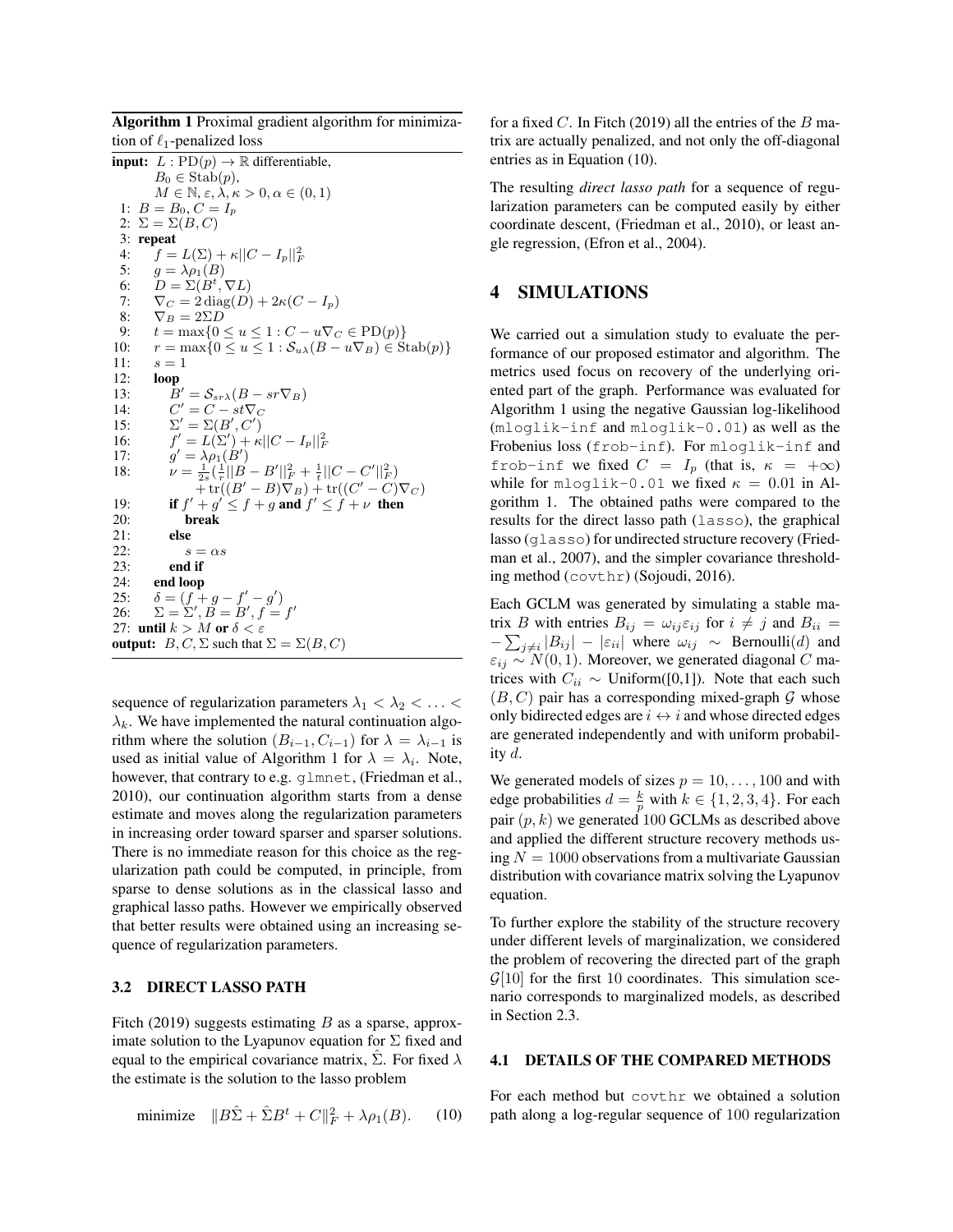**Algorithm 1** Proximal gradient algorithm for minimization of $\ell_1$-penalized loss

```
input: L : PD(p) → ℝ differentiable,
       B_0 ∈ Stab(p),
       M ∈ ℕ, ε, λ, κ > 0, α ∈ (0,1)
 1: B = B_0, C = I_p
 2: Σ = Σ(B, C)
 3: repeat
 4:     f = L(Σ) + κ||C − I_p||_F^2
 5:     g = λρ_1(B)
 6:     D = Σ(B^t, ∇L)
 7:     ∇_C = 2 diag(D) + 2κ(C − I_p)
 8:     ∇_B = 2ΣD
 9:     t = max{0 ≤ u ≤ 1 : C − u∇_C ∈ PD(p)}
10:     r = max{0 ≤ u ≤ 1 : S_{uλ}(B − u∇_B) ∈ Stab(p)}
11:     s = 1
12:     loop
13:         B' = S_{srλ}(B − sr∇_B)
14:         C' = C − st∇_C
15:         Σ' = Σ(B', C')
16:         f' = L(Σ') + κ||C − I_p||_F^2
17:         g' = λρ_1(B')
18:         ν = (1/2s)((1/r)||B − B'||_F^2 + (1/t)||C − C'||_F^2)
                + tr((B' − B)∇_B) + tr((C' − C)∇_C)
19:         if f' + g' ≤ f + g and f' ≤ f + ν then
20:             break
21:         else
22:             s = αs
23:         end if
24:     end loop
25:     δ = (f + g − f' − g')
26:     Σ = Σ', B = B', f = f'
27: until k > M or δ < ε
output: B, C, Σ such that Σ = Σ(B, C)
```

sequence of regularization parameters $\lambda_1 < \lambda_2 < \ldots < \lambda_k$. We have implemented the natural continuation algorithm where the solution $(B_{i-1}, C_{i-1})$ for $\lambda = \lambda_{i-1}$ is used as initial value of Algorithm 1 for $\lambda = \lambda_i$. Note, however, that contrary to e.g. glmnet, (Friedman et al., 2010), our continuation algorithm starts from a dense estimate and moves along the regularization parameters in increasing order toward sparser and sparser solutions. There is no immediate reason for this choice as the regularization path could be computed, in principle, from sparse to dense solutions as in the classical lasso and graphical lasso paths. However we empirically observed that better results were obtained using an increasing sequence of regularization parameters.

### 3.2 DIRECT LASSO PATH

Fitch (2019) suggests estimating $B$ as a sparse, approximate solution to the Lyapunov equation for $\Sigma$ fixed and equal to the empirical covariance matrix, $\hat{\Sigma}$. For fixed $\lambda$ the estimate is the solution to the lasso problem

$$\text{minimize} \quad \|B\hat{\Sigma} + \hat{\Sigma}B^t + C\|_F^2 + \lambda\rho_1(B). \qquad (10)$$

for a fixed $C$. In Fitch (2019) all the entries of the $B$ matrix are actually penalized, and not only the off-diagonal entries as in Equation (10).

The resulting *direct lasso path* for a sequence of regularization parameters can be computed easily by either coordinate descent, (Friedman et al., 2010), or least angle regression, (Efron et al., 2004).

## 4 SIMULATIONS

We carried out a simulation study to evaluate the performance of our proposed estimator and algorithm. The metrics used focus on recovery of the underlying oriented part of the graph. Performance was evaluated for Algorithm 1 using the negative Gaussian log-likelihood (mloglik-inf and mloglik-0.01) as well as the Frobenius loss (frob-inf). For mloglik-inf and frob-inf we fixed $C = I_p$ (that is, $\kappa = +\infty$) while for mloglik-0.01 we fixed $\kappa = 0.01$ in Algorithm 1. The obtained paths were compared to the results for the direct lasso path (lasso), the graphical lasso (glasso) for undirected structure recovery (Friedman et al., 2007), and the simpler covariance thresholding method (covthr) (Sojoudi, 2016).

Each GCLM was generated by simulating a stable matrix $B$ with entries $B_{ij} = \omega_{ij}\varepsilon_{ij}$ for $i \neq j$ and $B_{ii} = -\sum_{j \neq i} |B_{ij}| - |\varepsilon_{ii}|$ where $\omega_{ij} \sim \text{Bernoulli}(d)$ and $\varepsilon_{ij} \sim N(0,1)$. Moreover, we generated diagonal $C$ matrices with $C_{ii} \sim \text{Uniform}([0,1])$. Note that each such $(B, C)$ pair has a corresponding mixed-graph $\mathcal{G}$ whose only bidirected edges are $i \leftrightarrow i$ and whose directed edges are generated independently and with uniform probability $d$.

We generated models of sizes $p = 10, \ldots, 100$ and with edge probabilities $d = \frac{k}{p}$ with $k \in \{1, 2, 3, 4\}$. For each pair $(p, k)$ we generated $100$ GCLMs as described above and applied the different structure recovery methods using $N = 1000$ observations from a multivariate Gaussian distribution with covariance matrix solving the Lyapunov equation.

To further explore the stability of the structure recovery under different levels of marginalization, we considered the problem of recovering the directed part of the graph $\mathcal{G}[10]$ for the first $10$ coordinates. This simulation scenario corresponds to marginalized models, as described in Section 2.3.

### 4.1 DETAILS OF THE COMPARED METHODS

For each method but covthr we obtained a solution path along a log-regular sequence of $100$ regularization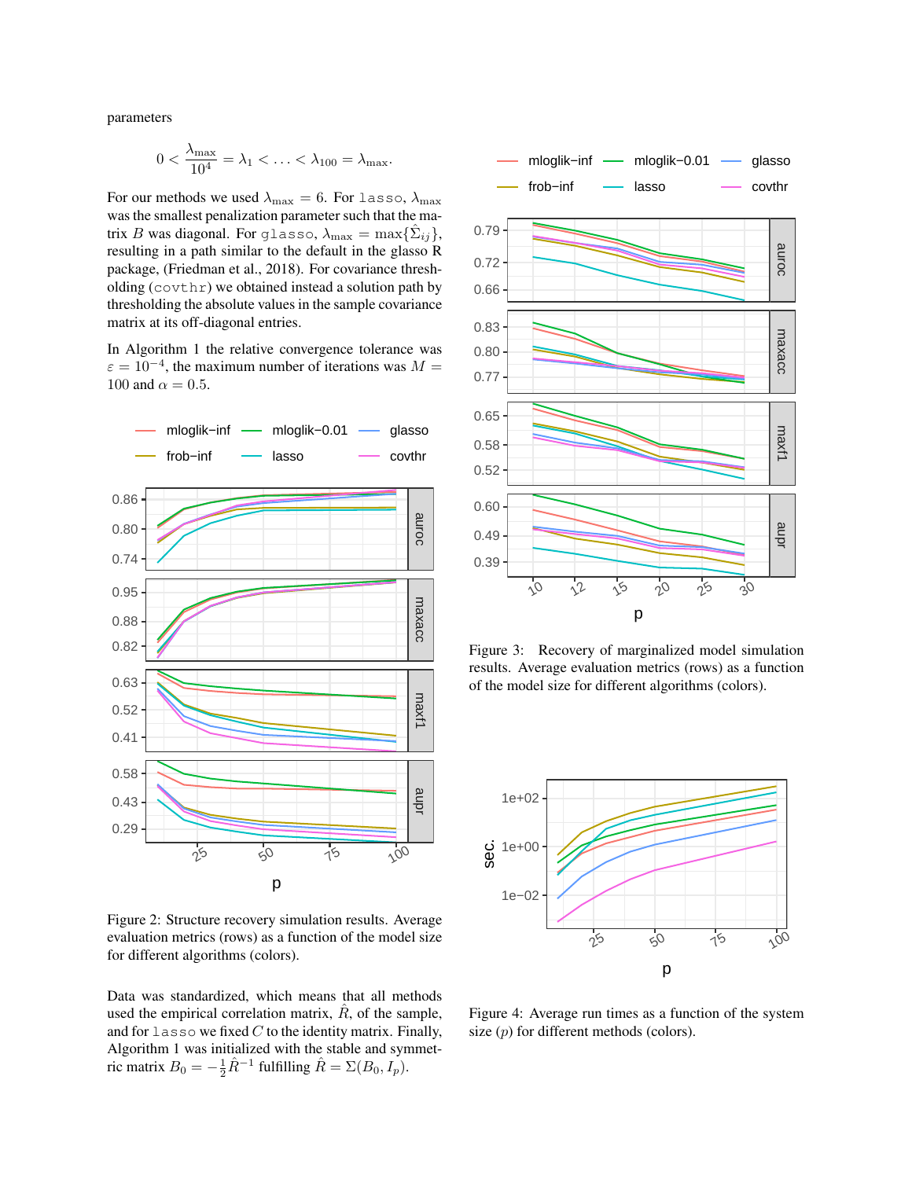parameters

$$0 < \frac{\lambda_{\max}}{10^4} = \lambda_1 < \ldots < \lambda_{100} = \lambda_{\max}.$$

For our methods we used $\lambda_{\max} = 6$. For lasso, $\lambda_{\max}$ was the smallest penalization parameter such that the matrix $B$ was diagonal. For glasso, $\lambda_{\max} = \max\{\hat{\Sigma}_{ij}\}$, resulting in a path similar to the default in the glasso R package, (Friedman et al., 2018). For covariance thresholding (covthr) we obtained instead a solution path by thresholding the absolute values in the sample covariance matrix at its off-diagonal entries.

In Algorithm 1 the relative convergence tolerance was $\varepsilon = 10^{-4}$, the maximum number of iterations was $M = 100$ and $\alpha = 0.5$.

Figure 2: Structure recovery simulation results. Average evaluation metrics (rows) as a function of the model size for different algorithms (colors).

Data was standardized, which means that all methods used the empirical correlation matrix, $\hat{R}$, of the sample, and for lasso we fixed $C$ to the identity matrix. Finally, Algorithm 1 was initialized with the stable and symmetric matrix $B_0 = -\frac{1}{2}\hat{R}^{-1}$ fulfilling $\hat{R} = \Sigma(B_0, I_p)$.

Figure 3: Recovery of marginalized model simulation results. Average evaluation metrics (rows) as a function of the model size for different algorithms (colors).

Figure 4: Average run times as a function of the system size ($p$) for different methods (colors).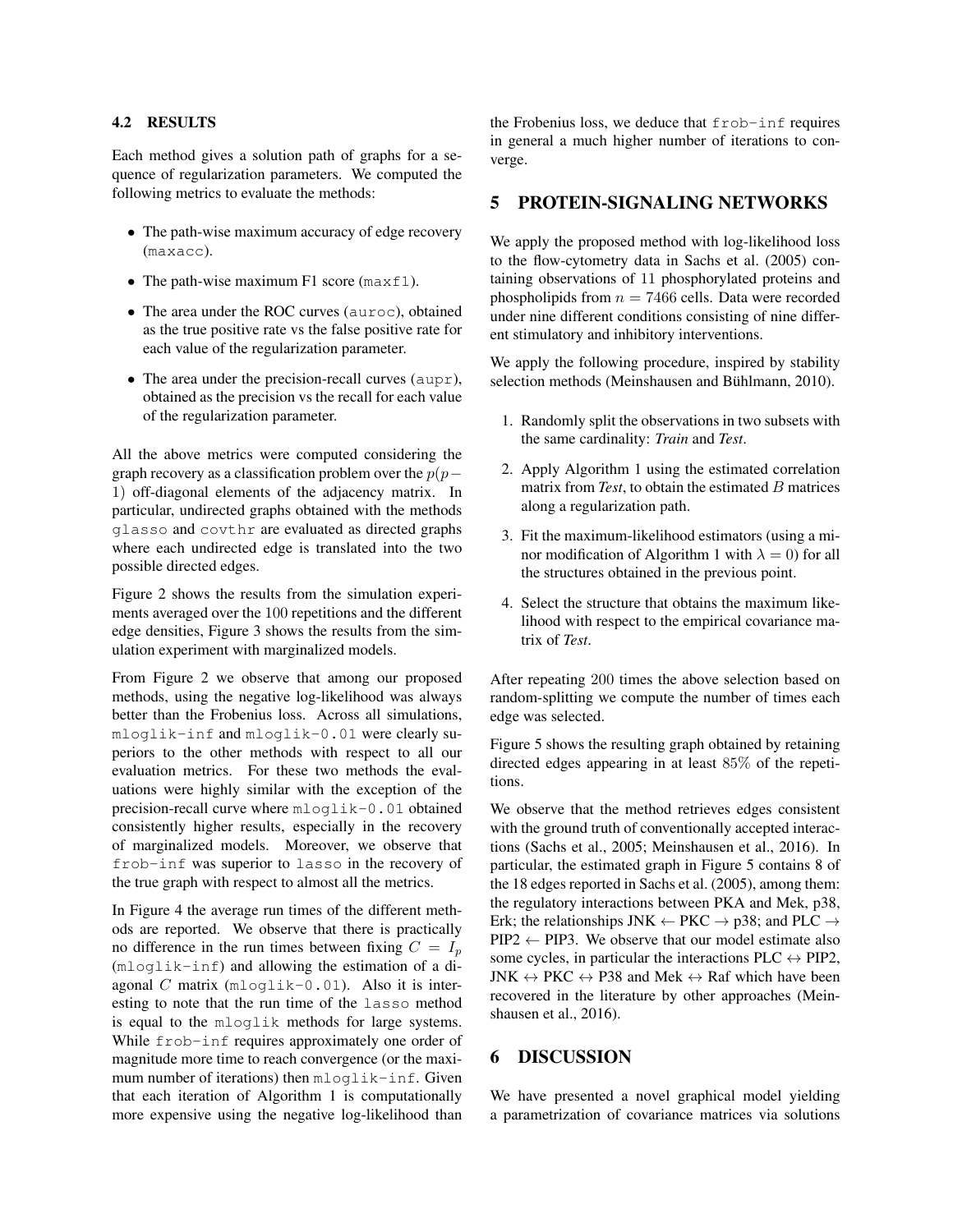### 4.2 RESULTS

Each method gives a solution path of graphs for a sequence of regularization parameters. We computed the following metrics to evaluate the methods:

- The path-wise maximum accuracy of edge recovery (`maxacc`).
- The path-wise maximum F1 score (`maxf1`).
- The area under the ROC curves (`auroc`), obtained as the true positive rate vs the false positive rate for each value of the regularization parameter.
- The area under the precision-recall curves (`aupr`), obtained as the precision vs the recall for each value of the regularization parameter.

All the above metrics were computed considering the graph recovery as a classification problem over the $p(p-1)$ off-diagonal elements of the adjacency matrix. In particular, undirected graphs obtained with the methods `glasso` and `covthr` are evaluated as directed graphs where each undirected edge is translated into the two possible directed edges.

Figure 2 shows the results from the simulation experiments averaged over the 100 repetitions and the different edge densities, Figure 3 shows the results from the simulation experiment with marginalized models.

From Figure 2 we observe that among our proposed methods, using the negative log-likelihood was always better than the Frobenius loss. Across all simulations, `mloglik-inf` and `mloglik-0.01` were clearly superiors to the other methods with respect to all our evaluation metrics. For these two methods the evaluations were highly similar with the exception of the precision-recall curve where `mloglik-0.01` obtained consistently higher results, especially in the recovery of marginalized models. Moreover, we observe that `frob-inf` was superior to `lasso` in the recovery of the true graph with respect to almost all the metrics.

In Figure 4 the average run times of the different methods are reported. We observe that there is practically no difference in the run times between fixing $C = I_p$ (`mloglik-inf`) and allowing the estimation of a diagonal $C$ matrix (`mloglik-0.01`). Also it is interesting to note that the run time of the `lasso` method is equal to the `mloglik` methods for large systems. While `frob-inf` requires approximately one order of magnitude more time to reach convergence (or the maximum number of iterations) then `mloglik-inf`. Given that each iteration of Algorithm 1 is computationally more expensive using the negative log-likelihood than the Frobenius loss, we deduce that `frob-inf` requires in general a much higher number of iterations to converge.

## 5 PROTEIN-SIGNALING NETWORKS

We apply the proposed method with log-likelihood loss to the flow-cytometry data in Sachs et al. (2005) containing observations of 11 phosphorylated proteins and phospholipids from $n = 7466$ cells. Data were recorded under nine different conditions consisting of nine different stimulatory and inhibitory interventions.

We apply the following procedure, inspired by stability selection methods (Meinshausen and Bühlmann, 2010).

1. Randomly split the observations in two subsets with the same cardinality: *Train* and *Test*.
2. Apply Algorithm 1 using the estimated correlation matrix from *Test*, to obtain the estimated $B$ matrices along a regularization path.
3. Fit the maximum-likelihood estimators (using a minor modification of Algorithm 1 with $\lambda = 0$) for all the structures obtained in the previous point.
4. Select the structure that obtains the maximum likelihood with respect to the empirical covariance matrix of *Test*.

After repeating 200 times the above selection based on random-splitting we compute the number of times each edge was selected.

Figure 5 shows the resulting graph obtained by retaining directed edges appearing in at least $85\%$ of the repetitions.

We observe that the method retrieves edges consistent with the ground truth of conventionally accepted interactions (Sachs et al., 2005; Meinshausen et al., 2016). In particular, the estimated graph in Figure 5 contains 8 of the 18 edges reported in Sachs et al. (2005), among them: the regulatory interactions between PKA and Mek, p38, Erk; the relationships JNK $\leftarrow$ PKC $\rightarrow$ p38; and PLC $\rightarrow$ PIP2 $\leftarrow$ PIP3. We observe that our model estimate also some cycles, in particular the interactions PLC $\leftrightarrow$ PIP2, JNK $\leftrightarrow$ PKC $\leftrightarrow$ P38 and Mek $\leftrightarrow$ Raf which have been recovered in the literature by other approaches (Meinshausen et al., 2016).

## 6 DISCUSSION

We have presented a novel graphical model yielding a parametrization of covariance matrices via solutions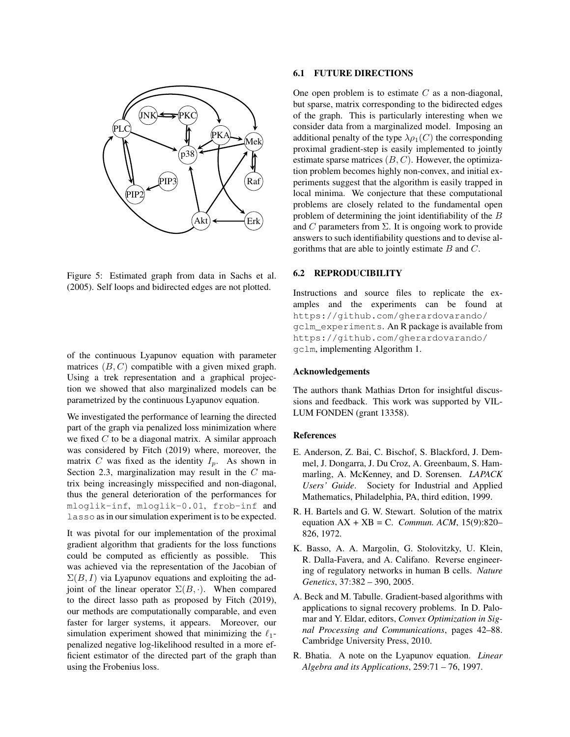Figure 5: Estimated graph from data in Sachs et al. (2005). Self loops and bidirected edges are not plotted.

of the continuous Lyapunov equation with parameter matrices $(B, C)$ compatible with a given mixed graph. Using a trek representation and a graphical projection we showed that also marginalized models can be parametrized by the continuous Lyapunov equation.

We investigated the performance of learning the directed part of the graph via penalized loss minimization where we fixed $C$ to be a diagonal matrix. A similar approach was considered by Fitch (2019) where, moreover, the matrix $C$ was fixed as the identity $I_p$. As shown in Section 2.3, marginalization may result in the $C$ matrix being increasingly misspecified and non-diagonal, thus the general deterioration of the performances for `mloglik-inf`, `mloglik-0.01`, `frob-inf` and `lasso` as in our simulation experiment is to be expected.

It was pivotal for our implementation of the proximal gradient algorithm that gradients for the loss functions could be computed as efficiently as possible. This was achieved via the representation of the Jacobian of $\Sigma(B, I)$ via Lyapunov equations and exploiting the adjoint of the linear operator $\Sigma(B, \cdot)$. When compared to the direct lasso path as proposed by Fitch (2019), our methods are computationally comparable, and even faster for larger systems, it appears. Moreover, our simulation experiment showed that minimizing the $\ell_1$-penalized negative log-likelihood resulted in a more efficient estimator of the directed part of the graph than using the Frobenius loss.

### 6.1 FUTURE DIRECTIONS

One open problem is to estimate $C$ as a non-diagonal, but sparse, matrix corresponding to the bidirected edges of the graph. This is particularly interesting when we consider data from a marginalized model. Imposing an additional penalty of the type $\lambda \rho_1(C)$ the corresponding proximal gradient-step is easily implemented to jointly estimate sparse matrices $(B, C)$. However, the optimization problem becomes highly non-convex, and initial experiments suggest that the algorithm is easily trapped in local minima. We conjecture that these computational problems are closely related to the fundamental open problem of determining the joint identifiability of the $B$ and $C$ parameters from $\Sigma$. It is ongoing work to provide answers to such identifiability questions and to devise algorithms that are able to jointly estimate $B$ and $C$.

### 6.2 REPRODUCIBILITY

Instructions and source files to replicate the examples and the experiments can be found at `https://github.com/gherardovarando/gclm_experiments`. An R package is available from `https://github.com/gherardovarando/gclm`, implementing Algorithm 1.

#### Acknowledgements

The authors thank Mathias Drton for insightful discussions and feedback. This work was supported by VILLUM FONDEN (grant 13358).

#### References

E. Anderson, Z. Bai, C. Bischof, S. Blackford, J. Demmel, J. Dongarra, J. Du Croz, A. Greenbaum, S. Hammarling, A. McKenney, and D. Sorensen. *LAPACK Users' Guide*. Society for Industrial and Applied Mathematics, Philadelphia, PA, third edition, 1999.

R. H. Bartels and G. W. Stewart. Solution of the matrix equation AX + XB = C. *Commun. ACM*, 15(9):820–826, 1972.

K. Basso, A. A. Margolin, G. Stolovitzky, U. Klein, R. Dalla-Favera, and A. Califano. Reverse engineering of regulatory networks in human B cells. *Nature Genetics*, 37:382 – 390, 2005.

A. Beck and M. Tabulle. Gradient-based algorithms with applications to signal recovery problems. In D. Palomar and Y. Eldar, editors, *Convex Optimization in Signal Processing and Communications*, pages 42–88. Cambridge University Press, 2010.

R. Bhatia. A note on the Lyapunov equation. *Linear Algebra and its Applications*, 259:71 – 76, 1997.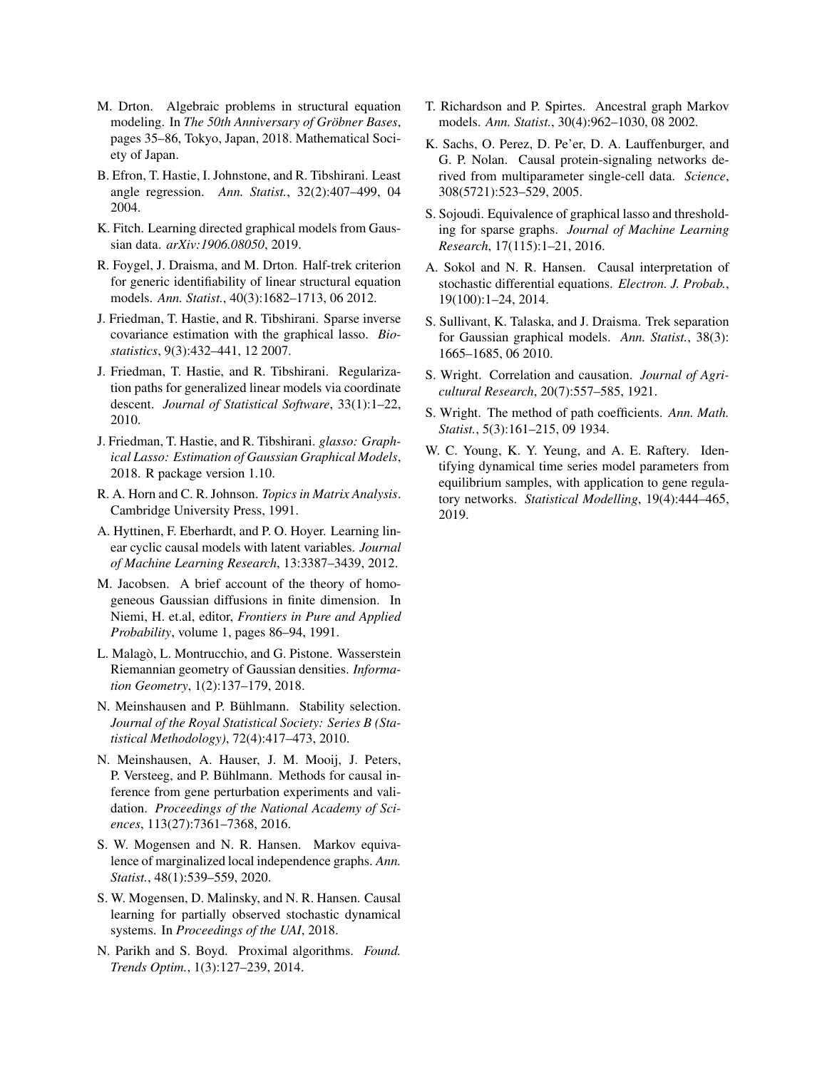M. Drton. Algebraic problems in structural equation modeling. In *The 50th Anniversary of Gröbner Bases*, pages 35–86, Tokyo, Japan, 2018. Mathematical Society of Japan.

B. Efron, T. Hastie, I. Johnstone, and R. Tibshirani. Least angle regression. *Ann. Statist.*, 32(2):407–499, 04 2004.

K. Fitch. Learning directed graphical models from Gaussian data. *arXiv:1906.08050*, 2019.

R. Foygel, J. Draisma, and M. Drton. Half-trek criterion for generic identifiability of linear structural equation models. *Ann. Statist.*, 40(3):1682–1713, 06 2012.

J. Friedman, T. Hastie, and R. Tibshirani. Sparse inverse covariance estimation with the graphical lasso. *Biostatistics*, 9(3):432–441, 12 2007.

J. Friedman, T. Hastie, and R. Tibshirani. Regularization paths for generalized linear models via coordinate descent. *Journal of Statistical Software*, 33(1):1–22, 2010.

J. Friedman, T. Hastie, and R. Tibshirani. *glasso: Graphical Lasso: Estimation of Gaussian Graphical Models*, 2018. R package version 1.10.

R. A. Horn and C. R. Johnson. *Topics in Matrix Analysis*. Cambridge University Press, 1991.

A. Hyttinen, F. Eberhardt, and P. O. Hoyer. Learning linear cyclic causal models with latent variables. *Journal of Machine Learning Research*, 13:3387–3439, 2012.

M. Jacobsen. A brief account of the theory of homogeneous Gaussian diffusions in finite dimension. In Niemi, H. et.al, editor, *Frontiers in Pure and Applied Probability*, volume 1, pages 86–94, 1991.

L. Malagò, L. Montrucchio, and G. Pistone. Wasserstein Riemannian geometry of Gaussian densities. *Information Geometry*, 1(2):137–179, 2018.

N. Meinshausen and P. Bühlmann. Stability selection. *Journal of the Royal Statistical Society: Series B (Statistical Methodology)*, 72(4):417–473, 2010.

N. Meinshausen, A. Hauser, J. M. Mooij, J. Peters, P. Versteeg, and P. Bühlmann. Methods for causal inference from gene perturbation experiments and validation. *Proceedings of the National Academy of Sciences*, 113(27):7361–7368, 2016.

S. W. Mogensen and N. R. Hansen. Markov equivalence of marginalized local independence graphs. *Ann. Statist.*, 48(1):539–559, 2020.

S. W. Mogensen, D. Malinsky, and N. R. Hansen. Causal learning for partially observed stochastic dynamical systems. In *Proceedings of the UAI*, 2018.

N. Parikh and S. Boyd. Proximal algorithms. *Found. Trends Optim.*, 1(3):127–239, 2014.

T. Richardson and P. Spirtes. Ancestral graph Markov models. *Ann. Statist.*, 30(4):962–1030, 08 2002.

K. Sachs, O. Perez, D. Pe'er, D. A. Lauffenburger, and G. P. Nolan. Causal protein-signaling networks derived from multiparameter single-cell data. *Science*, 308(5721):523–529, 2005.

S. Sojoudi. Equivalence of graphical lasso and thresholding for sparse graphs. *Journal of Machine Learning Research*, 17(115):1–21, 2016.

A. Sokol and N. R. Hansen. Causal interpretation of stochastic differential equations. *Electron. J. Probab.*, 19(100):1–24, 2014.

S. Sullivant, K. Talaska, and J. Draisma. Trek separation for Gaussian graphical models. *Ann. Statist.*, 38(3): 1665–1685, 06 2010.

S. Wright. Correlation and causation. *Journal of Agricultural Research*, 20(7):557–585, 1921.

S. Wright. The method of path coefficients. *Ann. Math. Statist.*, 5(3):161–215, 09 1934.

W. C. Young, K. Y. Yeung, and A. E. Raftery. Identifying dynamical time series model parameters from equilibrium samples, with application to gene regulatory networks. *Statistical Modelling*, 19(4):444–465, 2019.